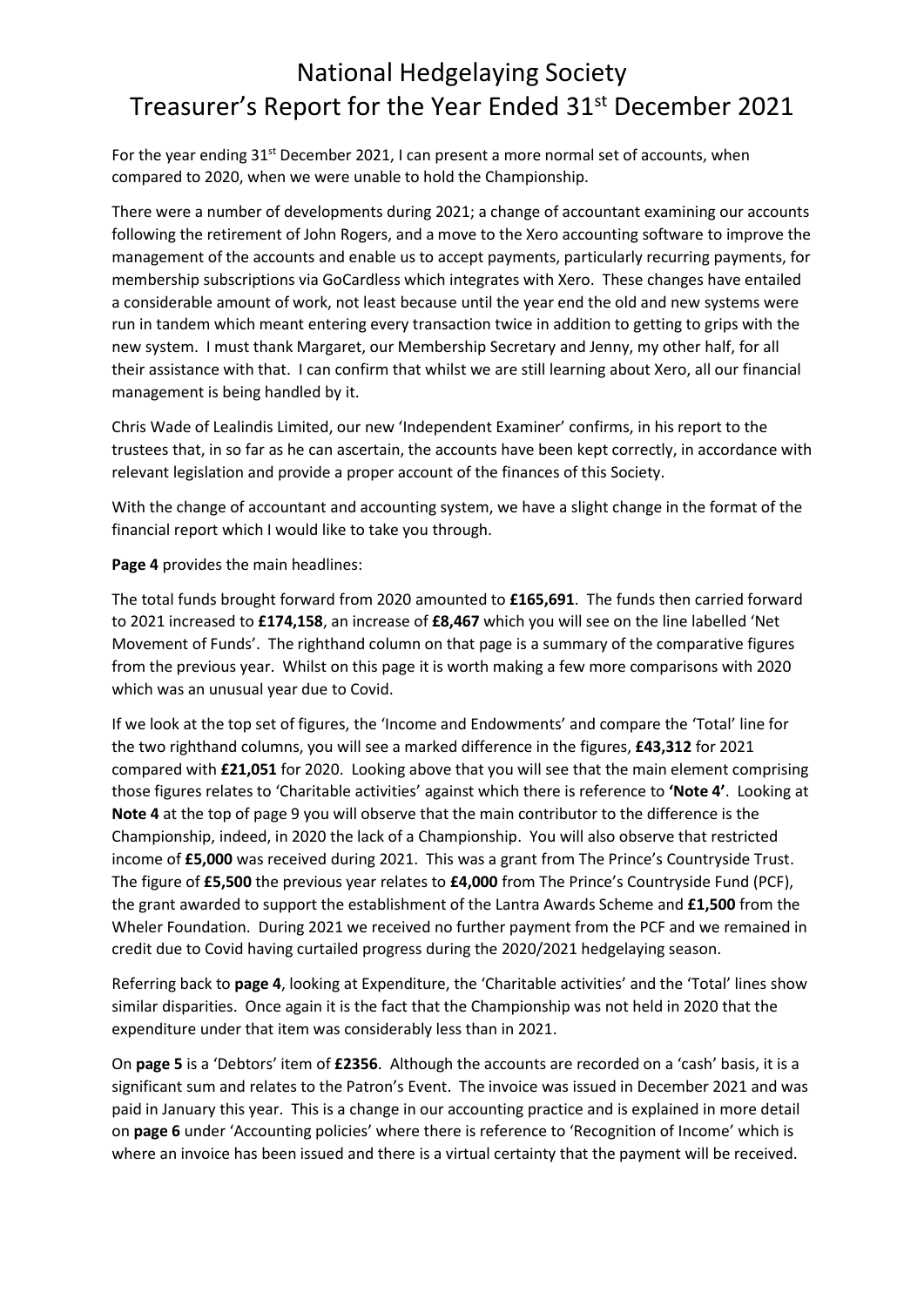# National Hedgelaying Society
# Treasurer's Report for the Year Ended 31st December 2021

For the year ending 31st December 2021, I can present a more normal set of accounts, when compared to 2020, when we were unable to hold the Championship.

There were a number of developments during 2021; a change of accountant examining our accounts following the retirement of John Rogers, and a move to the Xero accounting software to improve the management of the accounts and enable us to accept payments, particularly recurring payments, for membership subscriptions via GoCardless which integrates with Xero. These changes have entailed a considerable amount of work, not least because until the year end the old and new systems were run in tandem which meant entering every transaction twice in addition to getting to grips with the new system. I must thank Margaret, our Membership Secretary and Jenny, my other half, for all their assistance with that. I can confirm that whilst we are still learning about Xero, all our financial management is being handled by it.

Chris Wade of Lealindis Limited, our new 'Independent Examiner' confirms, in his report to the trustees that, in so far as he can ascertain, the accounts have been kept correctly, in accordance with relevant legislation and provide a proper account of the finances of this Society.

With the change of accountant and accounting system, we have a slight change in the format of the financial report which I would like to take you through.

**Page 4** provides the main headlines:

The total funds brought forward from 2020 amounted to **£165,691**. The funds then carried forward to 2021 increased to **£174,158**, an increase of **£8,467** which you will see on the line labelled 'Net Movement of Funds'. The righthand column on that page is a summary of the comparative figures from the previous year. Whilst on this page it is worth making a few more comparisons with 2020 which was an unusual year due to Covid.

If we look at the top set of figures, the 'Income and Endowments' and compare the 'Total' line for the two righthand columns, you will see a marked difference in the figures, **£43,312** for 2021 compared with **£21,051** for 2020. Looking above that you will see that the main element comprising those figures relates to 'Charitable activities' against which there is reference to **'Note 4'**. Looking at **Note 4** at the top of page 9 you will observe that the main contributor to the difference is the Championship, indeed, in 2020 the lack of a Championship. You will also observe that restricted income of **£5,000** was received during 2021. This was a grant from The Prince's Countryside Trust. The figure of **£5,500** the previous year relates to **£4,000** from The Prince's Countryside Fund (PCF), the grant awarded to support the establishment of the Lantra Awards Scheme and **£1,500** from the Wheler Foundation. During 2021 we received no further payment from the PCF and we remained in credit due to Covid having curtailed progress during the 2020/2021 hedgelaying season.

Referring back to **page 4**, looking at Expenditure, the 'Charitable activities' and the 'Total' lines show similar disparities. Once again it is the fact that the Championship was not held in 2020 that the expenditure under that item was considerably less than in 2021.

On **page 5** is a 'Debtors' item of **£2356**. Although the accounts are recorded on a 'cash' basis, it is a significant sum and relates to the Patron's Event. The invoice was issued in December 2021 and was paid in January this year. This is a change in our accounting practice and is explained in more detail on **page 6** under 'Accounting policies' where there is reference to 'Recognition of Income' which is where an invoice has been issued and there is a virtual certainty that the payment will be received.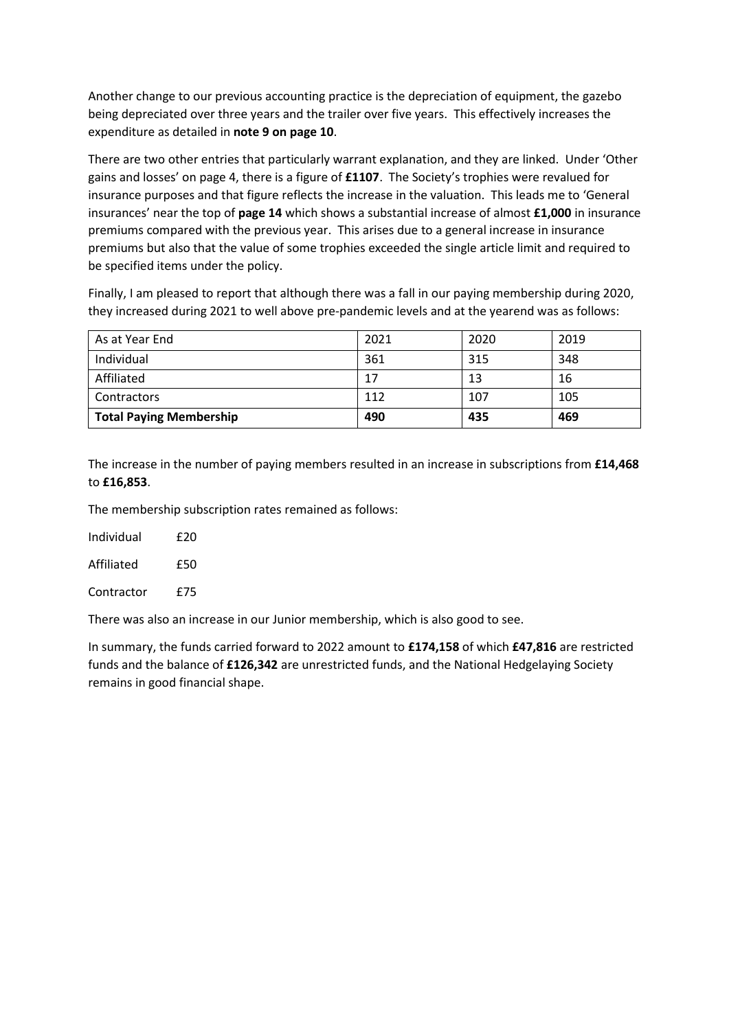Another change to our previous accounting practice is the depreciation of equipment, the gazebo being depreciated over three years and the trailer over five years. This effectively increases the expenditure as detailed in **note 9 on page 10**.

There are two other entries that particularly warrant explanation, and they are linked. Under 'Other gains and losses' on page 4, there is a figure of **£1107**. The Society's trophies were revalued for insurance purposes and that figure reflects the increase in the valuation. This leads me to 'General insurances' near the top of **page 14** which shows a substantial increase of almost **£1,000** in insurance premiums compared with the previous year. This arises due to a general increase in insurance premiums but also that the value of some trophies exceeded the single article limit and required to be specified items under the policy.

Finally, I am pleased to report that although there was a fall in our paying membership during 2020, they increased during 2021 to well above pre-pandemic levels and at the yearend was as follows:

| As at Year End | 2021 | 2020 | 2019 |
|---|---|---|---|
| Individual | 361 | 315 | 348 |
| Affiliated | 17 | 13 | 16 |
| Contractors | 112 | 107 | 105 |
| **Total Paying Membership** | **490** | **435** | **469** |

The increase in the number of paying members resulted in an increase in subscriptions from **£14,468** to **£16,853**.

The membership subscription rates remained as follows:

Individual £20

Affiliated £50

Contractor £75

There was also an increase in our Junior membership, which is also good to see.

In summary, the funds carried forward to 2022 amount to **£174,158** of which **£47,816** are restricted funds and the balance of **£126,342** are unrestricted funds, and the National Hedgelaying Society remains in good financial shape.